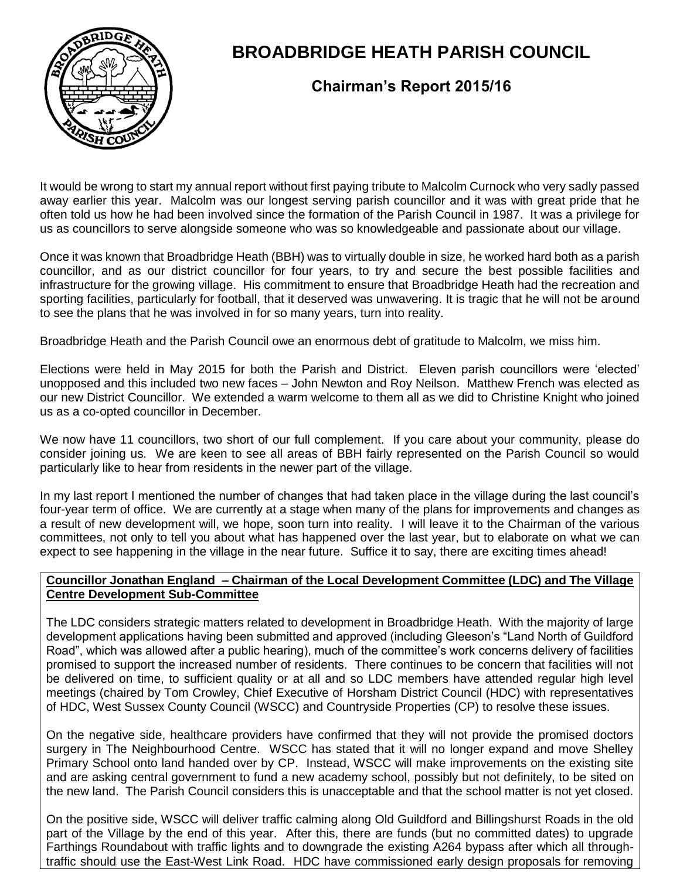# BROADBRIDGE HEATH PARISH COUNCIL

## Chairman's Report 2015/16

It would be wrong to start my annual report without first paying tribute to Malcolm Curnock who very sadly passed away earlier this year. Malcolm was our longest serving parish councillor and it was with great pride that he often told us how he had been involved since the formation of the Parish Council in 1987. It was a privilege for us as councillors to serve alongside someone who was so knowledgeable and passionate about our village.

Once it was known that Broadbridge Heath (BBH) was to virtually double in size, he worked hard both as a parish councillor, and as our district councillor for four years, to try and secure the best possible facilities and infrastructure for the growing village. His commitment to ensure that Broadbridge Heath had the recreation and sporting facilities, particularly for football, that it deserved was unwavering. It is tragic that he will not be around to see the plans that he was involved in for so many years, turn into reality.

Broadbridge Heath and the Parish Council owe an enormous debt of gratitude to Malcolm, we miss him.

Elections were held in May 2015 for both the Parish and District. Eleven parish councillors were 'elected' unopposed and this included two new faces – John Newton and Roy Neilson. Matthew French was elected as our new District Councillor. We extended a warm welcome to them all as we did to Christine Knight who joined us as a co-opted councillor in December.

We now have 11 councillors, two short of our full complement. If you care about your community, please do consider joining us. We are keen to see all areas of BBH fairly represented on the Parish Council so would particularly like to hear from residents in the newer part of the village.

In my last report I mentioned the number of changes that had taken place in the village during the last council's four-year term of office. We are currently at a stage when many of the plans for improvements and changes as a result of new development will, we hope, soon turn into reality. I will leave it to the Chairman of the various committees, not only to tell you about what has happened over the last year, but to elaborate on what we can expect to see happening in the village in the near future. Suffice it to say, there are exciting times ahead!

**Councillor Jonathan England – Chairman of the Local Development Committee (LDC) and The Village Centre Development Sub-Committee**

The LDC considers strategic matters related to development in Broadbridge Heath. With the majority of large development applications having been submitted and approved (including Gleeson's "Land North of Guildford Road", which was allowed after a public hearing), much of the committee's work concerns delivery of facilities promised to support the increased number of residents. There continues to be concern that facilities will not be delivered on time, to sufficient quality or at all and so LDC members have attended regular high level meetings (chaired by Tom Crowley, Chief Executive of Horsham District Council (HDC) with representatives of HDC, West Sussex County Council (WSCC) and Countryside Properties (CP) to resolve these issues.

On the negative side, healthcare providers have confirmed that they will not provide the promised doctors surgery in The Neighbourhood Centre. WSCC has stated that it will no longer expand and move Shelley Primary School onto land handed over by CP. Instead, WSCC will make improvements on the existing site and are asking central government to fund a new academy school, possibly but not definitely, to be sited on the new land. The Parish Council considers this is unacceptable and that the school matter is not yet closed.

On the positive side, WSCC will deliver traffic calming along Old Guildford and Billingshurst Roads in the old part of the Village by the end of this year. After this, there are funds (but no committed dates) to upgrade Farthings Roundabout with traffic lights and to downgrade the existing A264 bypass after which all through-traffic should use the East-West Link Road. HDC have commissioned early design proposals for removing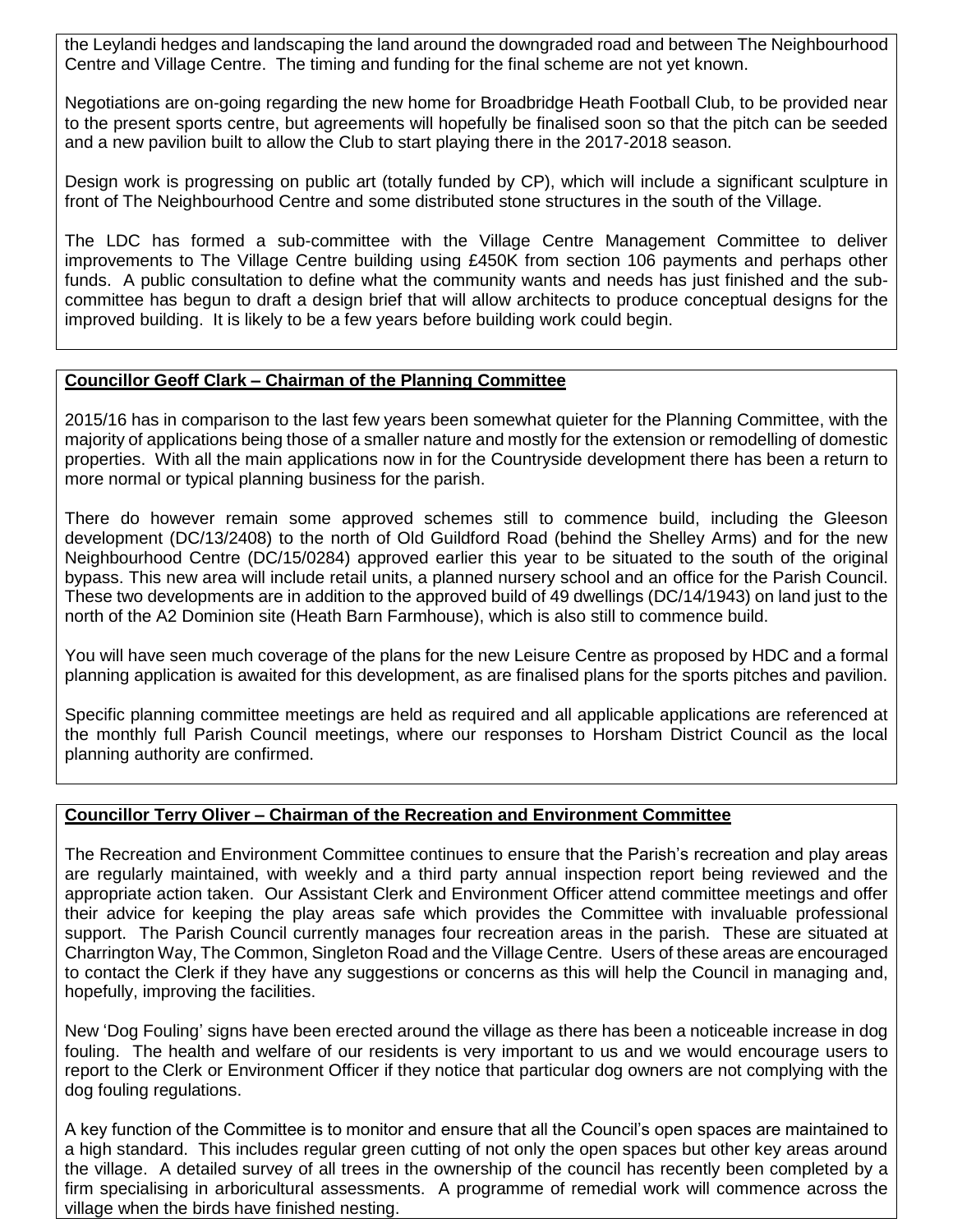the Leylandi hedges and landscaping the land around the downgraded road and between The Neighbourhood Centre and Village Centre. The timing and funding for the final scheme are not yet known.

Negotiations are on-going regarding the new home for Broadbridge Heath Football Club, to be provided near to the present sports centre, but agreements will hopefully be finalised soon so that the pitch can be seeded and a new pavilion built to allow the Club to start playing there in the 2017-2018 season.

Design work is progressing on public art (totally funded by CP), which will include a significant sculpture in front of The Neighbourhood Centre and some distributed stone structures in the south of the Village.

The LDC has formed a sub-committee with the Village Centre Management Committee to deliver improvements to The Village Centre building using £450K from section 106 payments and perhaps other funds. A public consultation to define what the community wants and needs has just finished and the sub-committee has begun to draft a design brief that will allow architects to produce conceptual designs for the improved building. It is likely to be a few years before building work could begin.

**Councillor Geoff Clark – Chairman of the Planning Committee**

2015/16 has in comparison to the last few years been somewhat quieter for the Planning Committee, with the majority of applications being those of a smaller nature and mostly for the extension or remodelling of domestic properties. With all the main applications now in for the Countryside development there has been a return to more normal or typical planning business for the parish.

There do however remain some approved schemes still to commence build, including the Gleeson development (DC/13/2408) to the north of Old Guildford Road (behind the Shelley Arms) and for the new Neighbourhood Centre (DC/15/0284) approved earlier this year to be situated to the south of the original bypass. This new area will include retail units, a planned nursery school and an office for the Parish Council. These two developments are in addition to the approved build of 49 dwellings (DC/14/1943) on land just to the north of the A2 Dominion site (Heath Barn Farmhouse), which is also still to commence build.

You will have seen much coverage of the plans for the new Leisure Centre as proposed by HDC and a formal planning application is awaited for this development, as are finalised plans for the sports pitches and pavilion.

Specific planning committee meetings are held as required and all applicable applications are referenced at the monthly full Parish Council meetings, where our responses to Horsham District Council as the local planning authority are confirmed.

**Councillor Terry Oliver – Chairman of the Recreation and Environment Committee**

The Recreation and Environment Committee continues to ensure that the Parish's recreation and play areas are regularly maintained, with weekly and a third party annual inspection report being reviewed and the appropriate action taken. Our Assistant Clerk and Environment Officer attend committee meetings and offer their advice for keeping the play areas safe which provides the Committee with invaluable professional support. The Parish Council currently manages four recreation areas in the parish. These are situated at Charrington Way, The Common, Singleton Road and the Village Centre. Users of these areas are encouraged to contact the Clerk if they have any suggestions or concerns as this will help the Council in managing and, hopefully, improving the facilities.

New 'Dog Fouling' signs have been erected around the village as there has been a noticeable increase in dog fouling. The health and welfare of our residents is very important to us and we would encourage users to report to the Clerk or Environment Officer if they notice that particular dog owners are not complying with the dog fouling regulations.

A key function of the Committee is to monitor and ensure that all the Council's open spaces are maintained to a high standard. This includes regular green cutting of not only the open spaces but other key areas around the village. A detailed survey of all trees in the ownership of the council has recently been completed by a firm specialising in arboricultural assessments. A programme of remedial work will commence across the village when the birds have finished nesting.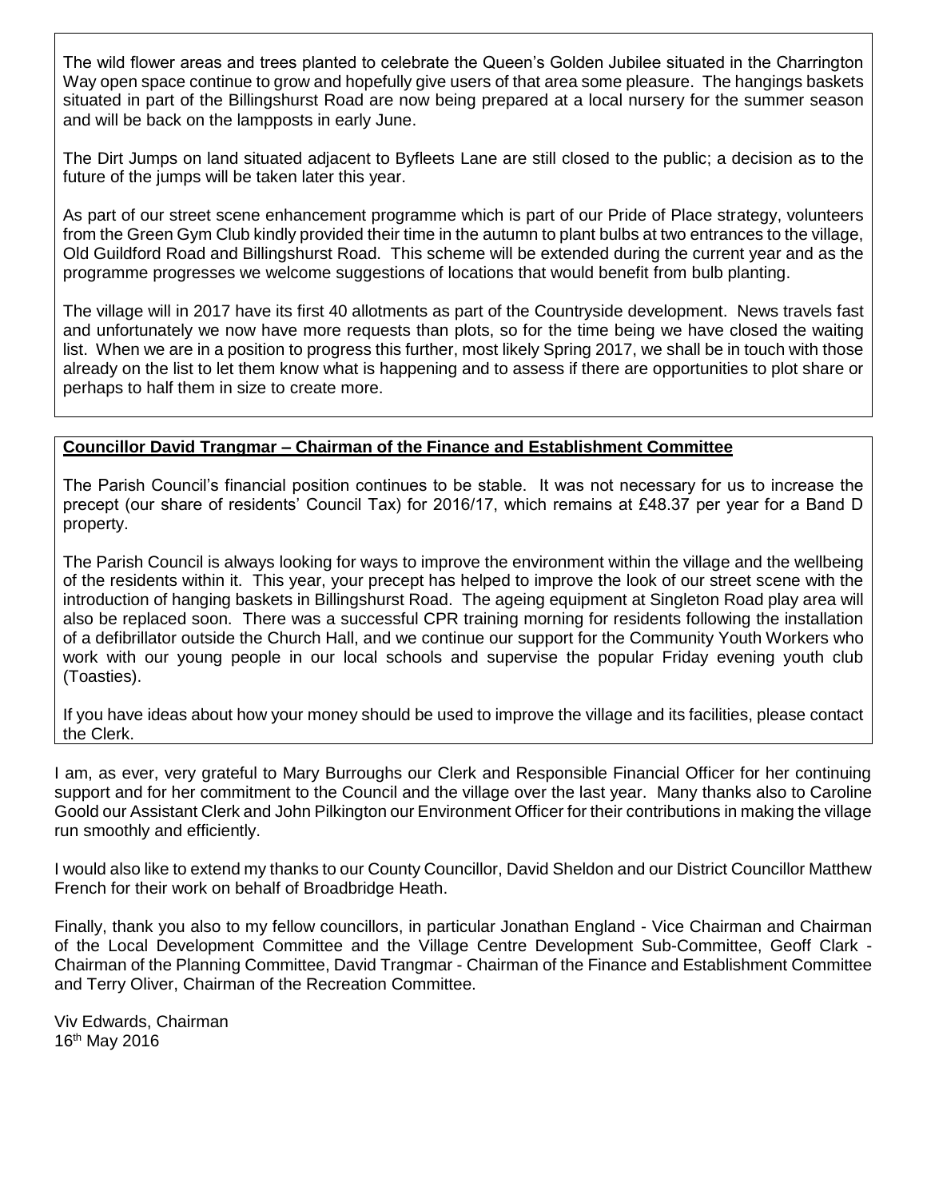The wild flower areas and trees planted to celebrate the Queen's Golden Jubilee situated in the Charrington Way open space continue to grow and hopefully give users of that area some pleasure. The hangings baskets situated in part of the Billingshurst Road are now being prepared at a local nursery for the summer season and will be back on the lampposts in early June.

The Dirt Jumps on land situated adjacent to Byfleets Lane are still closed to the public; a decision as to the future of the jumps will be taken later this year.

As part of our street scene enhancement programme which is part of our Pride of Place strategy, volunteers from the Green Gym Club kindly provided their time in the autumn to plant bulbs at two entrances to the village, Old Guildford Road and Billingshurst Road. This scheme will be extended during the current year and as the programme progresses we welcome suggestions of locations that would benefit from bulb planting.

The village will in 2017 have its first 40 allotments as part of the Countryside development. News travels fast and unfortunately we now have more requests than plots, so for the time being we have closed the waiting list. When we are in a position to progress this further, most likely Spring 2017, we shall be in touch with those already on the list to let them know what is happening and to assess if there are opportunities to plot share or perhaps to half them in size to create more.

**Councillor David Trangmar – Chairman of the Finance and Establishment Committee**

The Parish Council's financial position continues to be stable. It was not necessary for us to increase the precept (our share of residents' Council Tax) for 2016/17, which remains at £48.37 per year for a Band D property.

The Parish Council is always looking for ways to improve the environment within the village and the wellbeing of the residents within it. This year, your precept has helped to improve the look of our street scene with the introduction of hanging baskets in Billingshurst Road. The ageing equipment at Singleton Road play area will also be replaced soon. There was a successful CPR training morning for residents following the installation of a defibrillator outside the Church Hall, and we continue our support for the Community Youth Workers who work with our young people in our local schools and supervise the popular Friday evening youth club (Toasties).

If you have ideas about how your money should be used to improve the village and its facilities, please contact the Clerk.

I am, as ever, very grateful to Mary Burroughs our Clerk and Responsible Financial Officer for her continuing support and for her commitment to the Council and the village over the last year. Many thanks also to Caroline Goold our Assistant Clerk and John Pilkington our Environment Officer for their contributions in making the village run smoothly and efficiently.

I would also like to extend my thanks to our County Councillor, David Sheldon and our District Councillor Matthew French for their work on behalf of Broadbridge Heath.

Finally, thank you also to my fellow councillors, in particular Jonathan England - Vice Chairman and Chairman of the Local Development Committee and the Village Centre Development Sub-Committee, Geoff Clark - Chairman of the Planning Committee, David Trangmar - Chairman of the Finance and Establishment Committee and Terry Oliver, Chairman of the Recreation Committee.

Viv Edwards, Chairman
16th May 2016